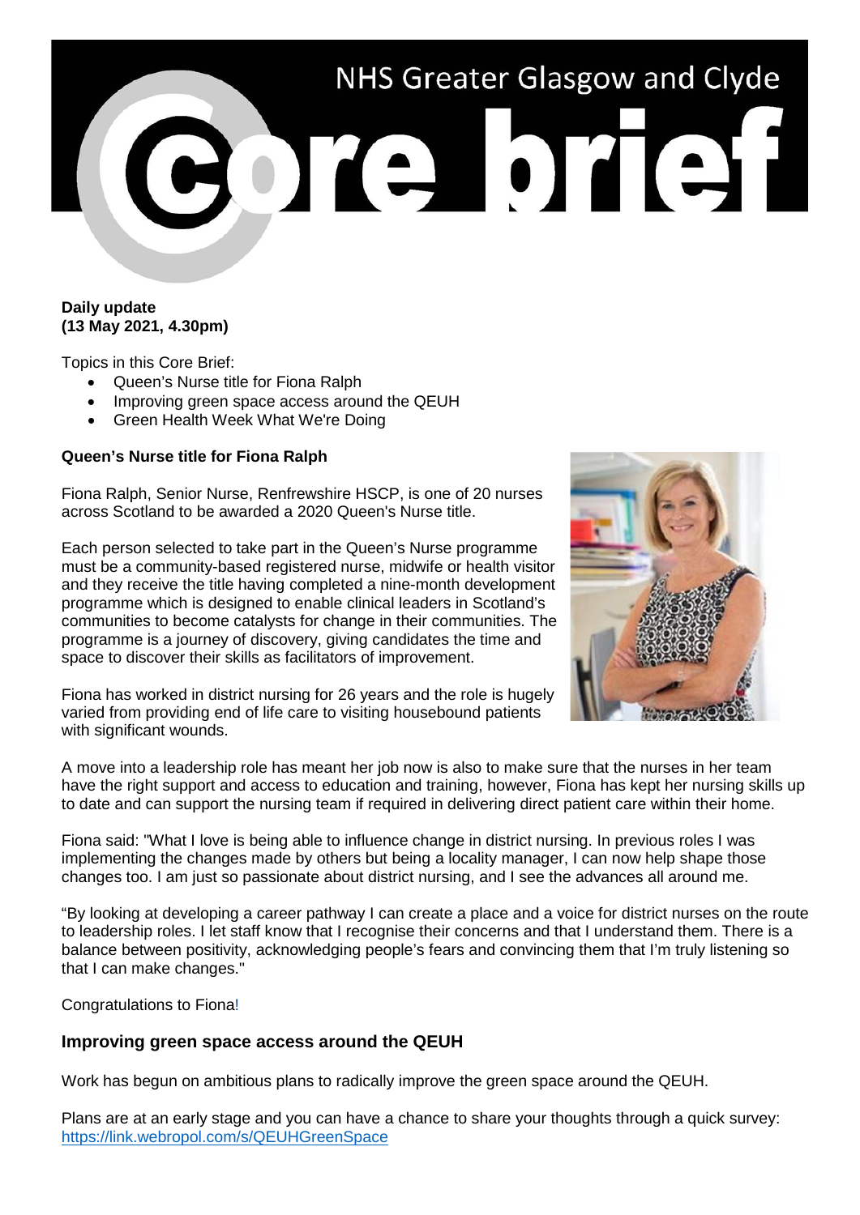# NHS Greater Glasgow and Clyde

# Core brief

**Daily update**
**(13 May 2021, 4.30pm)**

Topics in this Core Brief:

- Queen's Nurse title for Fiona Ralph
- Improving green space access around the QEUH
- Green Health Week What We're Doing

**Queen's Nurse title for Fiona Ralph**

Fiona Ralph, Senior Nurse, Renfrewshire HSCP, is one of 20 nurses across Scotland to be awarded a 2020 Queen's Nurse title.

Each person selected to take part in the Queen's Nurse programme must be a community-based registered nurse, midwife or health visitor and they receive the title having completed a nine-month development programme which is designed to enable clinical leaders in Scotland's communities to become catalysts for change in their communities. The programme is a journey of discovery, giving candidates the time and space to discover their skills as facilitators of improvement.

Fiona has worked in district nursing for 26 years and the role is hugely varied from providing end of life care to visiting housebound patients with significant wounds.

A move into a leadership role has meant her job now is also to make sure that the nurses in her team have the right support and access to education and training, however, Fiona has kept her nursing skills up to date and can support the nursing team if required in delivering direct patient care within their home.

Fiona said: "What I love is being able to influence change in district nursing. In previous roles I was implementing the changes made by others but being a locality manager, I can now help shape those changes too. I am just so passionate about district nursing, and I see the advances all around me.

"By looking at developing a career pathway I can create a place and a voice for district nurses on the route to leadership roles. I let staff know that I recognise their concerns and that I understand them. There is a balance between positivity, acknowledging people's fears and convincing them that I'm truly listening so that I can make changes."

Congratulations to Fiona!

## Improving green space access around the QEUH

Work has begun on ambitious plans to radically improve the green space around the QEUH.

Plans are at an early stage and you can have a chance to share your thoughts through a quick survey: https://link.webropol.com/s/QEUHGreenSpace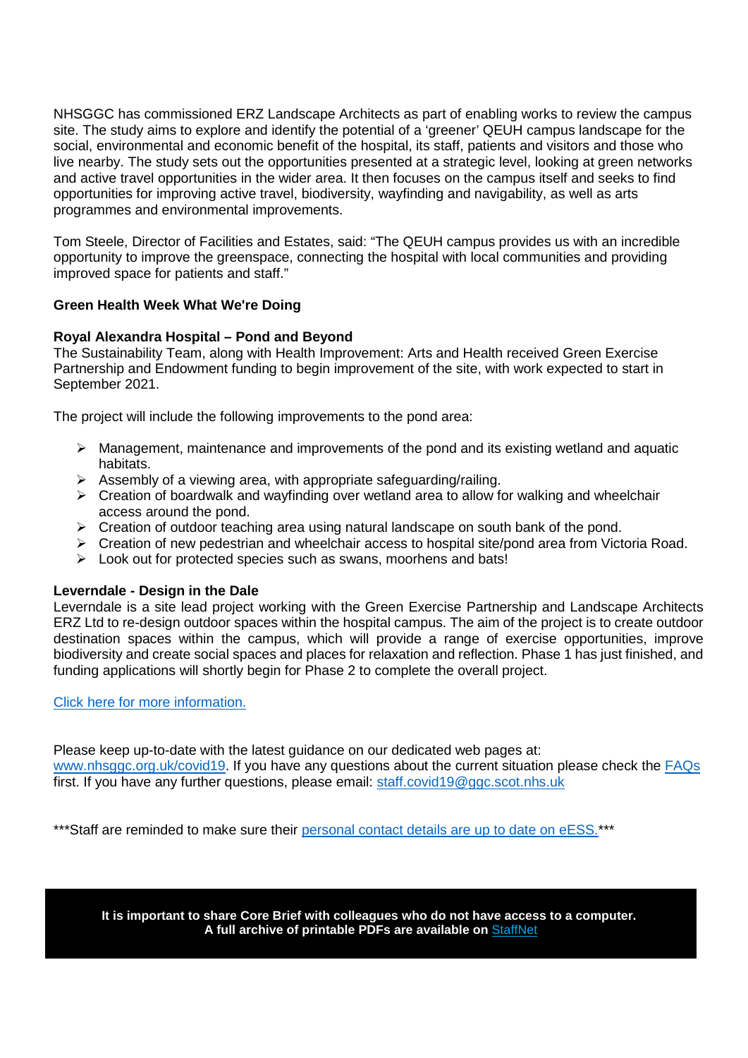NHSGGC has commissioned ERZ Landscape Architects as part of enabling works to review the campus site. The study aims to explore and identify the potential of a 'greener' QEUH campus landscape for the social, environmental and economic benefit of the hospital, its staff, patients and visitors and those who live nearby. The study sets out the opportunities presented at a strategic level, looking at green networks and active travel opportunities in the wider area. It then focuses on the campus itself and seeks to find opportunities for improving active travel, biodiversity, wayfinding and navigability, as well as arts programmes and environmental improvements.

Tom Steele, Director of Facilities and Estates, said: "The QEUH campus provides us with an incredible opportunity to improve the greenspace, connecting the hospital with local communities and providing improved space for patients and staff."

**Green Health Week What We're Doing**

**Royal Alexandra Hospital – Pond and Beyond**

The Sustainability Team, along with Health Improvement: Arts and Health received Green Exercise Partnership and Endowment funding to begin improvement of the site, with work expected to start in September 2021.

The project will include the following improvements to the pond area:

- Management, maintenance and improvements of the pond and its existing wetland and aquatic habitats.
- Assembly of a viewing area, with appropriate safeguarding/railing.
- Creation of boardwalk and wayfinding over wetland area to allow for walking and wheelchair access around the pond.
- Creation of outdoor teaching area using natural landscape on south bank of the pond.
- Creation of new pedestrian and wheelchair access to hospital site/pond area from Victoria Road.
- Look out for protected species such as swans, moorhens and bats!

**Leverndale - Design in the Dale**

Leverndale is a site lead project working with the Green Exercise Partnership and Landscape Architects ERZ Ltd to re-design outdoor spaces within the hospital campus. The aim of the project is to create outdoor destination spaces within the campus, which will provide a range of exercise opportunities, improve biodiversity and create social spaces and places for relaxation and reflection. Phase 1 has just finished, and funding applications will shortly begin for Phase 2 to complete the overall project.

Click here for more information.

Please keep up-to-date with the latest guidance on our dedicated web pages at: www.nhsggc.org.uk/covid19. If you have any questions about the current situation please check the FAQs first. If you have any further questions, please email: staff.covid19@ggc.scot.nhs.uk

***Staff are reminded to make sure their personal contact details are up to date on eESS.***

**It is important to share Core Brief with colleagues who do not have access to a computer.**
**A full archive of printable PDFs are available on StaffNet**